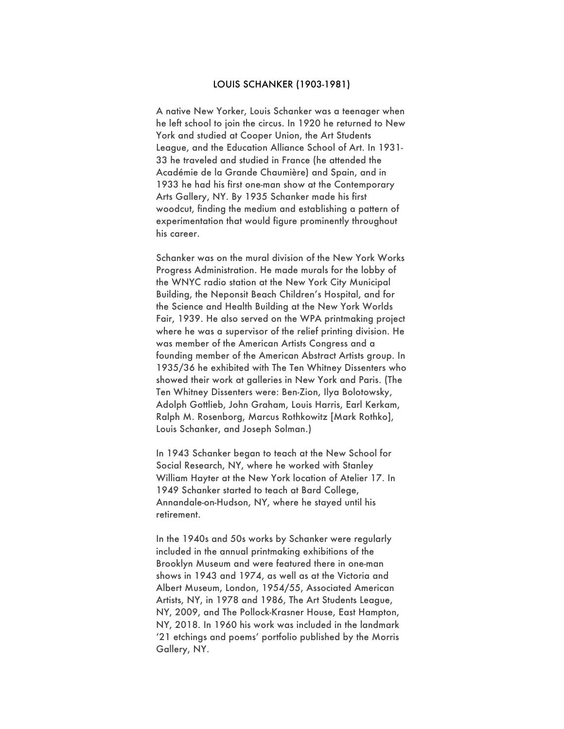# LOUIS SCHANKER (1903-1981)

A native New Yorker, Louis Schanker was a teenager when he left school to join the circus. In 1920 he returned to New York and studied at Cooper Union, the Art Students League, and the Education Alliance School of Art. In 1931-33 he traveled and studied in France (he attended the Académie de la Grande Chaumière) and Spain, and in 1933 he had his first one-man show at the Contemporary Arts Gallery, NY. By 1935 Schanker made his first woodcut, finding the medium and establishing a pattern of experimentation that would figure prominently throughout his career.

Schanker was on the mural division of the New York Works Progress Administration. He made murals for the lobby of the WNYC radio station at the New York City Municipal Building, the Neponsit Beach Children's Hospital, and for the Science and Health Building at the New York Worlds Fair, 1939. He also served on the WPA printmaking project where he was a supervisor of the relief printing division. He was member of the American Artists Congress and a founding member of the American Abstract Artists group. In 1935/36 he exhibited with The Ten Whitney Dissenters who showed their work at galleries in New York and Paris. (The Ten Whitney Dissenters were: Ben-Zion, Ilya Bolotowsky, Adolph Gottlieb, John Graham, Louis Harris, Earl Kerkam, Ralph M. Rosenborg, Marcus Rothkowitz [Mark Rothko], Louis Schanker, and Joseph Solman.)

In 1943 Schanker began to teach at the New School for Social Research, NY, where he worked with Stanley William Hayter at the New York location of Atelier 17. In 1949 Schanker started to teach at Bard College, Annandale-on-Hudson, NY, where he stayed until his retirement.

In the 1940s and 50s works by Schanker were regularly included in the annual printmaking exhibitions of the Brooklyn Museum and were featured there in one-man shows in 1943 and 1974, as well as at the Victoria and Albert Museum, London, 1954/55, Associated American Artists, NY, in 1978 and 1986, The Art Students League, NY, 2009, and The Pollock-Krasner House, East Hampton, NY, 2018. In 1960 his work was included in the landmark '21 etchings and poems' portfolio published by the Morris Gallery, NY.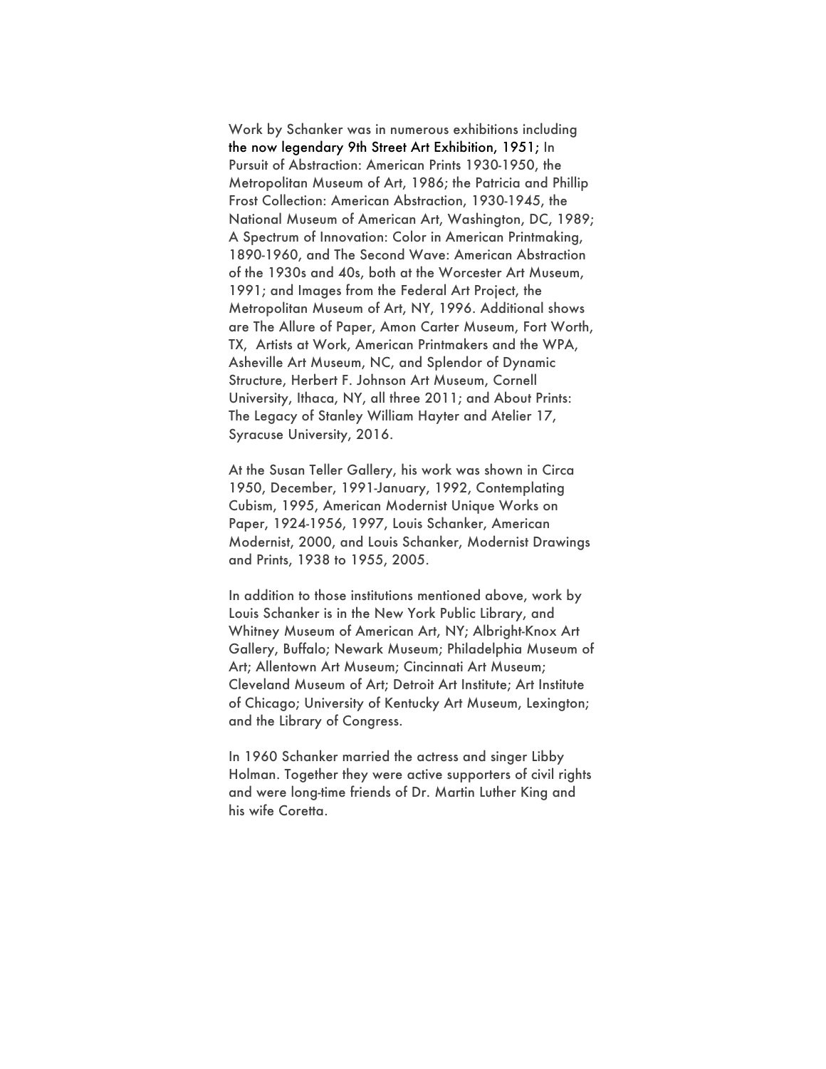Work by Schanker was in numerous exhibitions including the now legendary 9th Street Art Exhibition, 1951; In Pursuit of Abstraction: American Prints 1930-1950, the Metropolitan Museum of Art, 1986; the Patricia and Phillip Frost Collection: American Abstraction, 1930-1945, the National Museum of American Art, Washington, DC, 1989; A Spectrum of Innovation: Color in American Printmaking, 1890-1960, and The Second Wave: American Abstraction of the 1930s and 40s, both at the Worcester Art Museum, 1991; and Images from the Federal Art Project, the Metropolitan Museum of Art, NY, 1996. Additional shows are The Allure of Paper, Amon Carter Museum, Fort Worth, TX, Artists at Work, American Printmakers and the WPA, Asheville Art Museum, NC, and Splendor of Dynamic Structure, Herbert F. Johnson Art Museum, Cornell University, Ithaca, NY, all three 2011; and About Prints: The Legacy of Stanley William Hayter and Atelier 17, Syracuse University, 2016.

At the Susan Teller Gallery, his work was shown in Circa 1950, December, 1991-January, 1992, Contemplating Cubism, 1995, American Modernist Unique Works on Paper, 1924-1956, 1997, Louis Schanker, American Modernist, 2000, and Louis Schanker, Modernist Drawings and Prints, 1938 to 1955, 2005.

In addition to those institutions mentioned above, work by Louis Schanker is in the New York Public Library, and Whitney Museum of American Art, NY; Albright-Knox Art Gallery, Buffalo; Newark Museum; Philadelphia Museum of Art; Allentown Art Museum; Cincinnati Art Museum; Cleveland Museum of Art; Detroit Art Institute; Art Institute of Chicago; University of Kentucky Art Museum, Lexington; and the Library of Congress.

In 1960 Schanker married the actress and singer Libby Holman. Together they were active supporters of civil rights and were long-time friends of Dr. Martin Luther King and his wife Coretta.